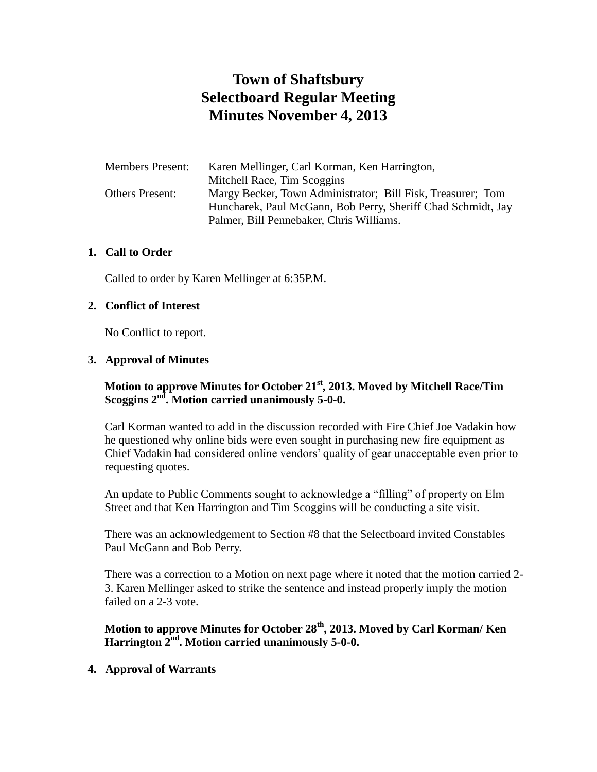# Town of Shaftsbury
# Selectboard Regular Meeting
# Minutes November 4, 2013

| | |
|---|---|
| Members Present: | Karen Mellinger, Carl Korman, Ken Harrington, Mitchell Race, Tim Scoggins |
| Others Present: | Margy Becker, Town Administrator; Bill Fisk, Treasurer; Tom Huncharek, Paul McGann, Bob Perry, Sheriff Chad Schmidt, Jay Palmer, Bill Pennebaker, Chris Williams. |

1. **Call to Order**

   Called to order by Karen Mellinger at 6:35P.M.

2. **Conflict of Interest**

   No Conflict to report.

3. **Approval of Minutes**

   **Motion to approve Minutes for October 21st, 2013. Moved by Mitchell Race/Tim Scoggins 2nd. Motion carried unanimously 5-0-0.**

   Carl Korman wanted to add in the discussion recorded with Fire Chief Joe Vadakin how he questioned why online bids were even sought in purchasing new fire equipment as Chief Vadakin had considered online vendors' quality of gear unacceptable even prior to requesting quotes.

   An update to Public Comments sought to acknowledge a "filling" of property on Elm Street and that Ken Harrington and Tim Scoggins will be conducting a site visit.

   There was an acknowledgement to Section #8 that the Selectboard invited Constables Paul McGann and Bob Perry.

   There was a correction to a Motion on next page where it noted that the motion carried 2-3. Karen Mellinger asked to strike the sentence and instead properly imply the motion failed on a 2-3 vote.

   **Motion to approve Minutes for October 28th, 2013. Moved by Carl Korman/ Ken Harrington 2nd. Motion carried unanimously 5-0-0.**

4. **Approval of Warrants**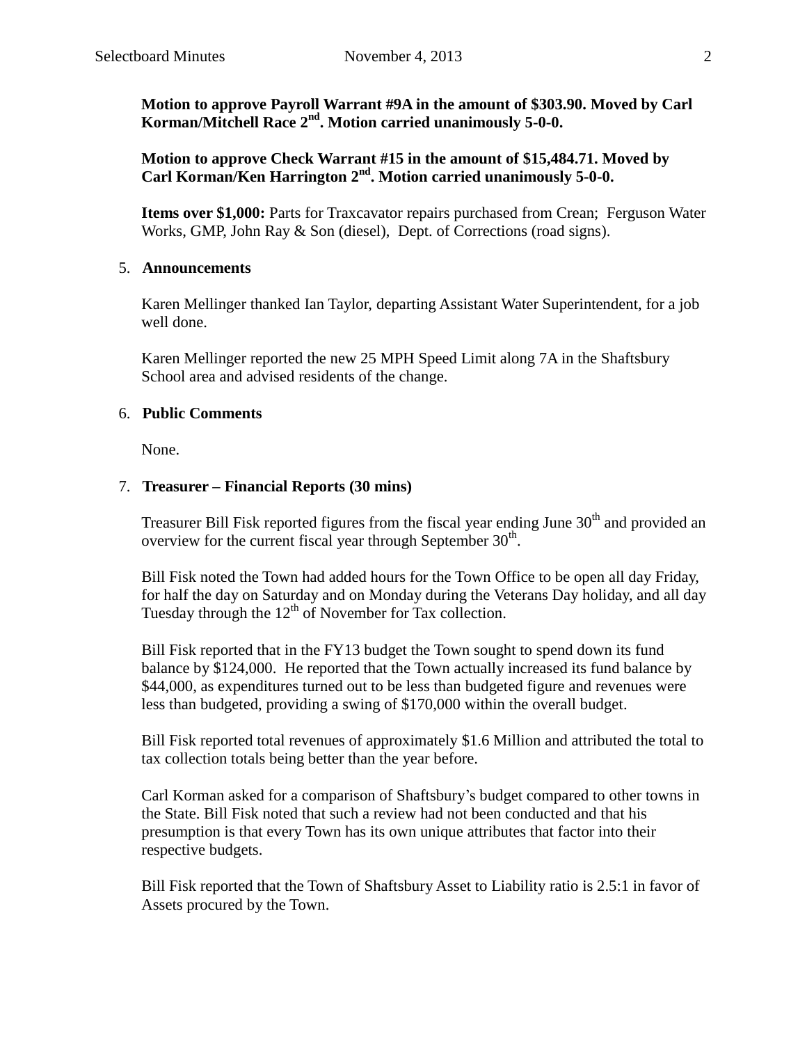**Motion to approve Payroll Warrant #9A in the amount of $303.90. Moved by Carl Korman/Mitchell Race 2nd. Motion carried unanimously 5-0-0.**

**Motion to approve Check Warrant #15 in the amount of $15,484.71. Moved by Carl Korman/Ken Harrington 2nd. Motion carried unanimously 5-0-0.**

**Items over $1,000:** Parts for Traxcavator repairs purchased from Crean; Ferguson Water Works, GMP, John Ray & Son (diesel), Dept. of Corrections (road signs).

5. **Announcements**

Karen Mellinger thanked Ian Taylor, departing Assistant Water Superintendent, for a job well done.

Karen Mellinger reported the new 25 MPH Speed Limit along 7A in the Shaftsbury School area and advised residents of the change.

6. **Public Comments**

None.

7. **Treasurer – Financial Reports (30 mins)**

Treasurer Bill Fisk reported figures from the fiscal year ending June 30th and provided an overview for the current fiscal year through September 30th.

Bill Fisk noted the Town had added hours for the Town Office to be open all day Friday, for half the day on Saturday and on Monday during the Veterans Day holiday, and all day Tuesday through the 12th of November for Tax collection.

Bill Fisk reported that in the FY13 budget the Town sought to spend down its fund balance by $124,000. He reported that the Town actually increased its fund balance by $44,000, as expenditures turned out to be less than budgeted figure and revenues were less than budgeted, providing a swing of $170,000 within the overall budget.

Bill Fisk reported total revenues of approximately $1.6 Million and attributed the total to tax collection totals being better than the year before.

Carl Korman asked for a comparison of Shaftsbury's budget compared to other towns in the State. Bill Fisk noted that such a review had not been conducted and that his presumption is that every Town has its own unique attributes that factor into their respective budgets.

Bill Fisk reported that the Town of Shaftsbury Asset to Liability ratio is 2.5:1 in favor of Assets procured by the Town.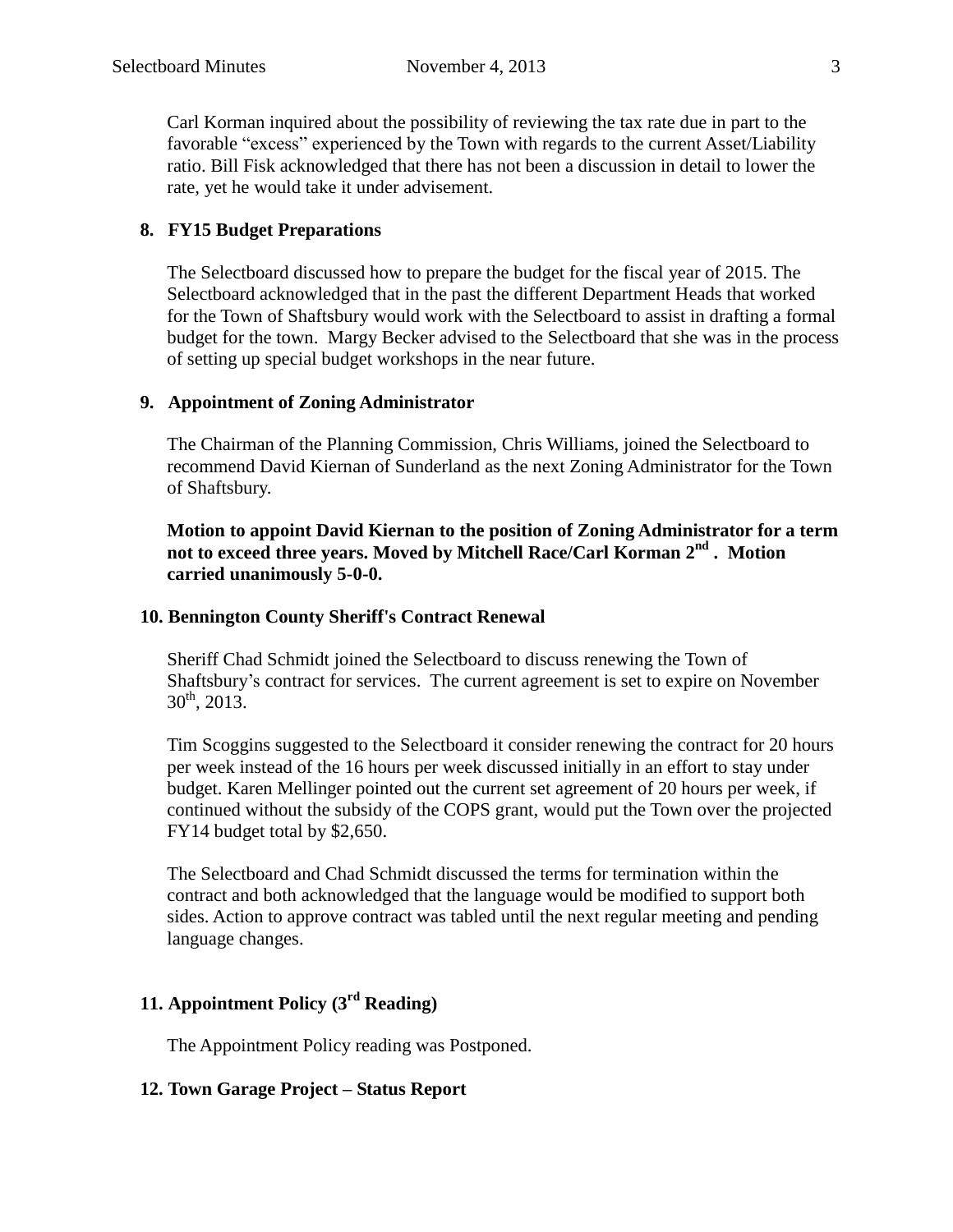Carl Korman inquired about the possibility of reviewing the tax rate due in part to the favorable "excess" experienced by the Town with regards to the current Asset/Liability ratio. Bill Fisk acknowledged that there has not been a discussion in detail to lower the rate, yet he would take it under advisement.

## 8. FY15 Budget Preparations

The Selectboard discussed how to prepare the budget for the fiscal year of 2015. The Selectboard acknowledged that in the past the different Department Heads that worked for the Town of Shaftsbury would work with the Selectboard to assist in drafting a formal budget for the town. Margy Becker advised to the Selectboard that she was in the process of setting up special budget workshops in the near future.

## 9. Appointment of Zoning Administrator

The Chairman of the Planning Commission, Chris Williams, joined the Selectboard to recommend David Kiernan of Sunderland as the next Zoning Administrator for the Town of Shaftsbury.

**Motion to appoint David Kiernan to the position of Zoning Administrator for a term not to exceed three years. Moved by Mitchell Race/Carl Korman 2nd . Motion carried unanimously 5-0-0.**

## 10. Bennington County Sheriff's Contract Renewal

Sheriff Chad Schmidt joined the Selectboard to discuss renewing the Town of Shaftsbury's contract for services. The current agreement is set to expire on November 30th, 2013.

Tim Scoggins suggested to the Selectboard it consider renewing the contract for 20 hours per week instead of the 16 hours per week discussed initially in an effort to stay under budget. Karen Mellinger pointed out the current set agreement of 20 hours per week, if continued without the subsidy of the COPS grant, would put the Town over the projected FY14 budget total by $2,650.

The Selectboard and Chad Schmidt discussed the terms for termination within the contract and both acknowledged that the language would be modified to support both sides. Action to approve contract was tabled until the next regular meeting and pending language changes.

## 11. Appointment Policy (3rd Reading)

The Appointment Policy reading was Postponed.

## 12. Town Garage Project – Status Report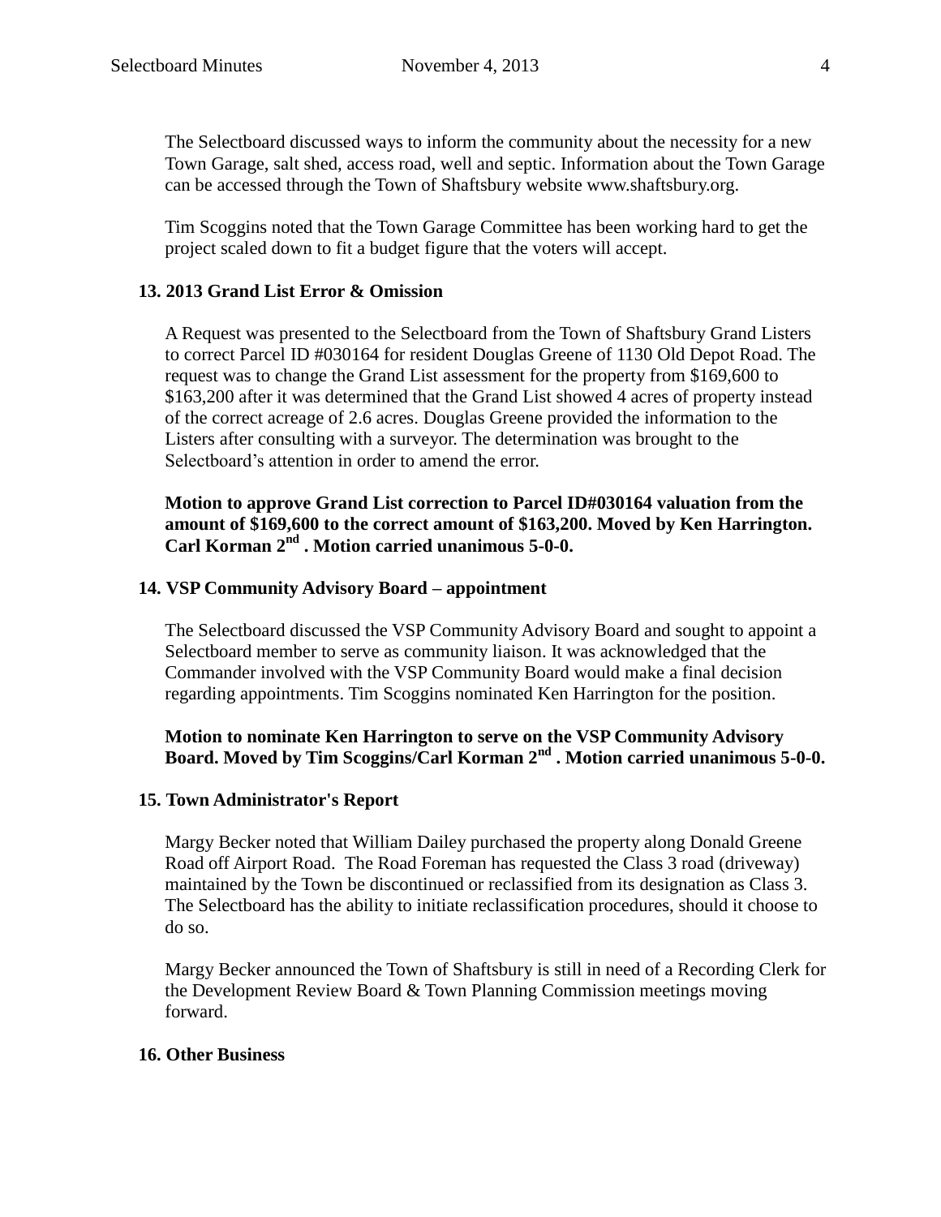The Selectboard discussed ways to inform the community about the necessity for a new Town Garage, salt shed, access road, well and septic. Information about the Town Garage can be accessed through the Town of Shaftsbury website www.shaftsbury.org.

Tim Scoggins noted that the Town Garage Committee has been working hard to get the project scaled down to fit a budget figure that the voters will accept.

**13. 2013 Grand List Error & Omission**

A Request was presented to the Selectboard from the Town of Shaftsbury Grand Listers to correct Parcel ID #030164 for resident Douglas Greene of 1130 Old Depot Road. The request was to change the Grand List assessment for the property from $169,600 to $163,200 after it was determined that the Grand List showed 4 acres of property instead of the correct acreage of 2.6 acres. Douglas Greene provided the information to the Listers after consulting with a surveyor. The determination was brought to the Selectboard's attention in order to amend the error.

**Motion to approve Grand List correction to Parcel ID#030164 valuation from the amount of $169,600 to the correct amount of $163,200. Moved by Ken Harrington. Carl Korman 2nd . Motion carried unanimous 5-0-0.**

**14. VSP Community Advisory Board – appointment**

The Selectboard discussed the VSP Community Advisory Board and sought to appoint a Selectboard member to serve as community liaison. It was acknowledged that the Commander involved with the VSP Community Board would make a final decision regarding appointments. Tim Scoggins nominated Ken Harrington for the position.

**Motion to nominate Ken Harrington to serve on the VSP Community Advisory Board. Moved by Tim Scoggins/Carl Korman 2nd . Motion carried unanimous 5-0-0.**

**15. Town Administrator's Report**

Margy Becker noted that William Dailey purchased the property along Donald Greene Road off Airport Road. The Road Foreman has requested the Class 3 road (driveway) maintained by the Town be discontinued or reclassified from its designation as Class 3. The Selectboard has the ability to initiate reclassification procedures, should it choose to do so.

Margy Becker announced the Town of Shaftsbury is still in need of a Recording Clerk for the Development Review Board & Town Planning Commission meetings moving forward.

**16. Other Business**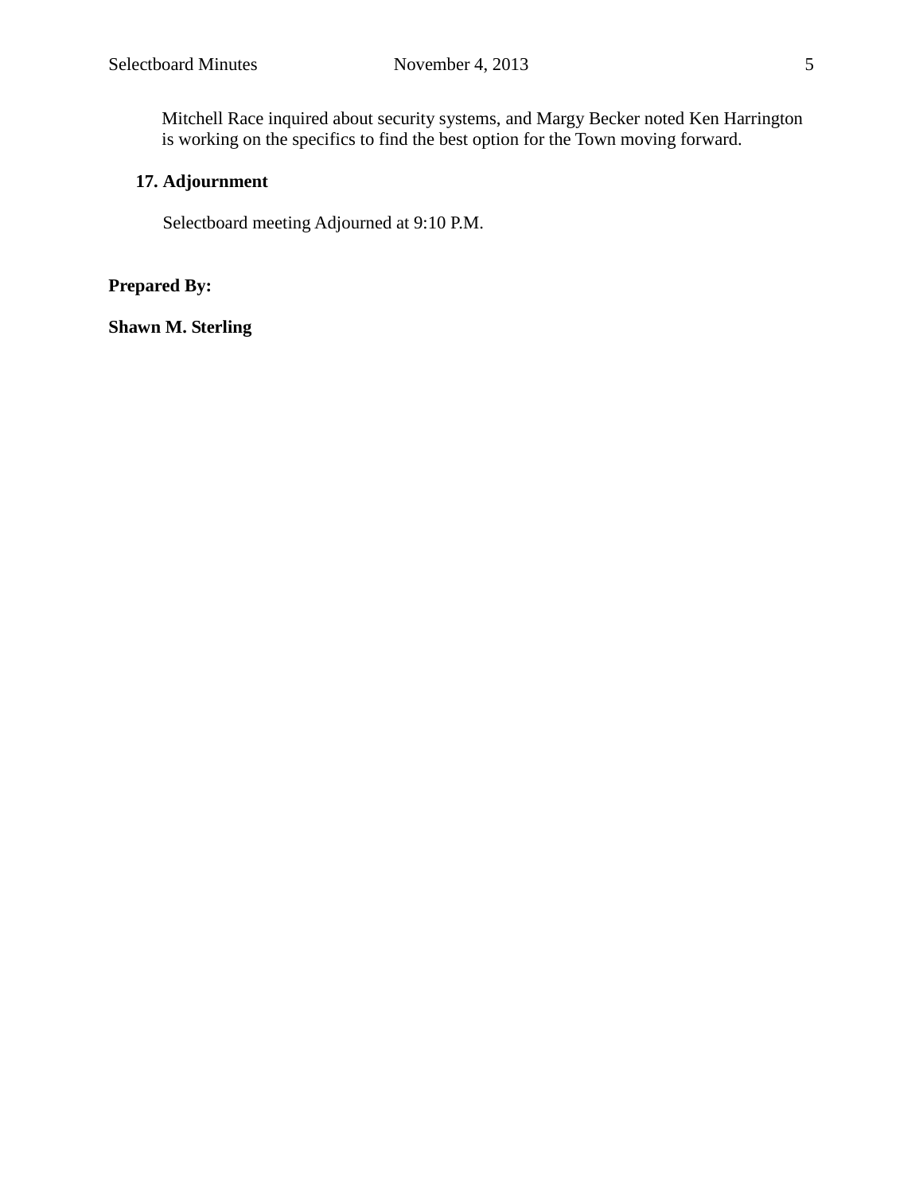Mitchell Race inquired about security systems, and Margy Becker noted Ken Harrington is working on the specifics to find the best option for the Town moving forward.

**17. Adjournment**

Selectboard meeting Adjourned at 9:10 P.M.

**Prepared By:**

**Shawn M. Sterling**